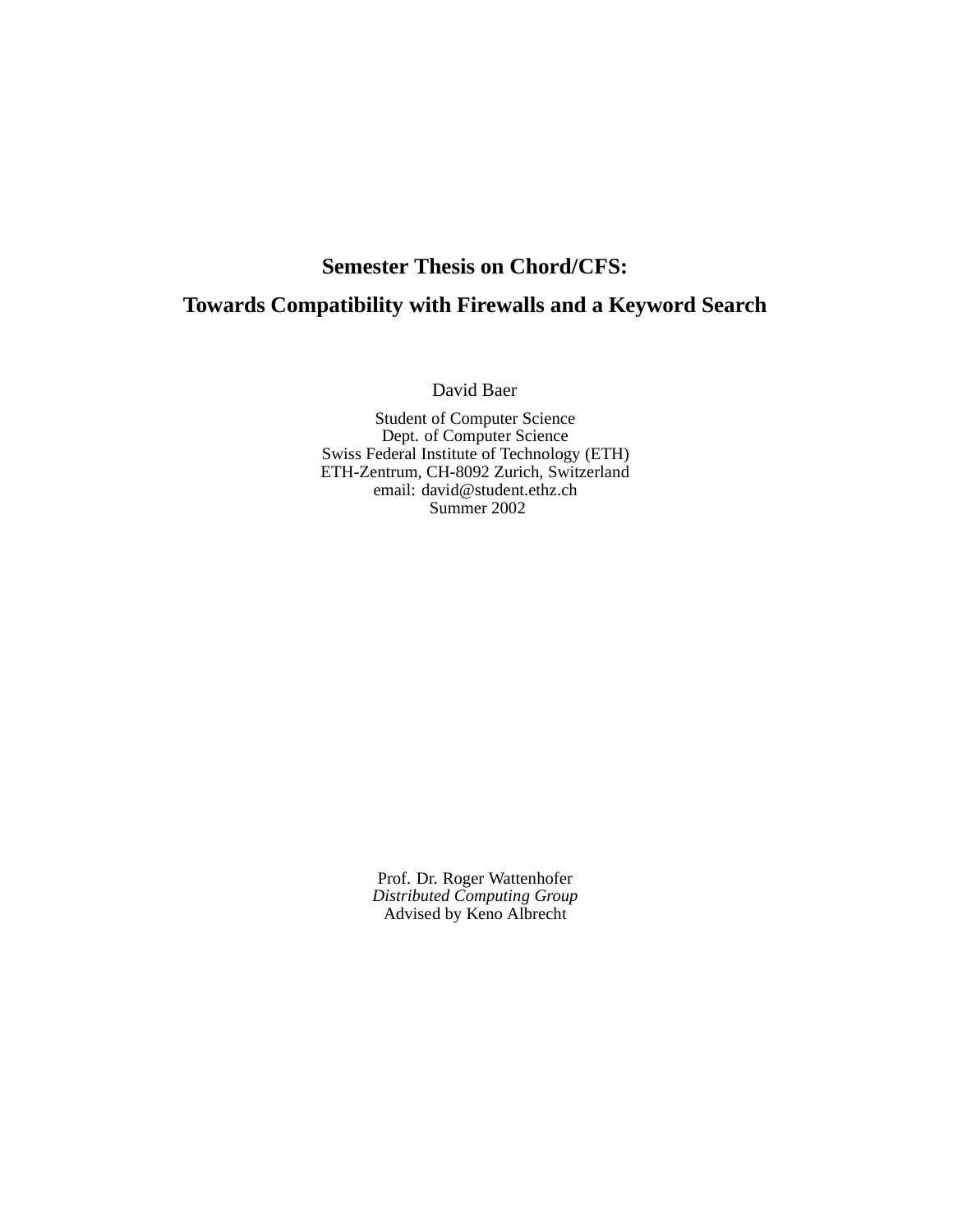# Semester Thesis on Chord/CFS:

# Towards Compatibility with Firewalls and a Keyword Search

David Baer

Student of Computer Science
Dept. of Computer Science
Swiss Federal Institute of Technology (ETH)
ETH-Zentrum, CH-8092 Zurich, Switzerland
email: david@student.ethz.ch
Summer 2002

Prof. Dr. Roger Wattenhofer
*Distributed Computing Group*
Advised by Keno Albrecht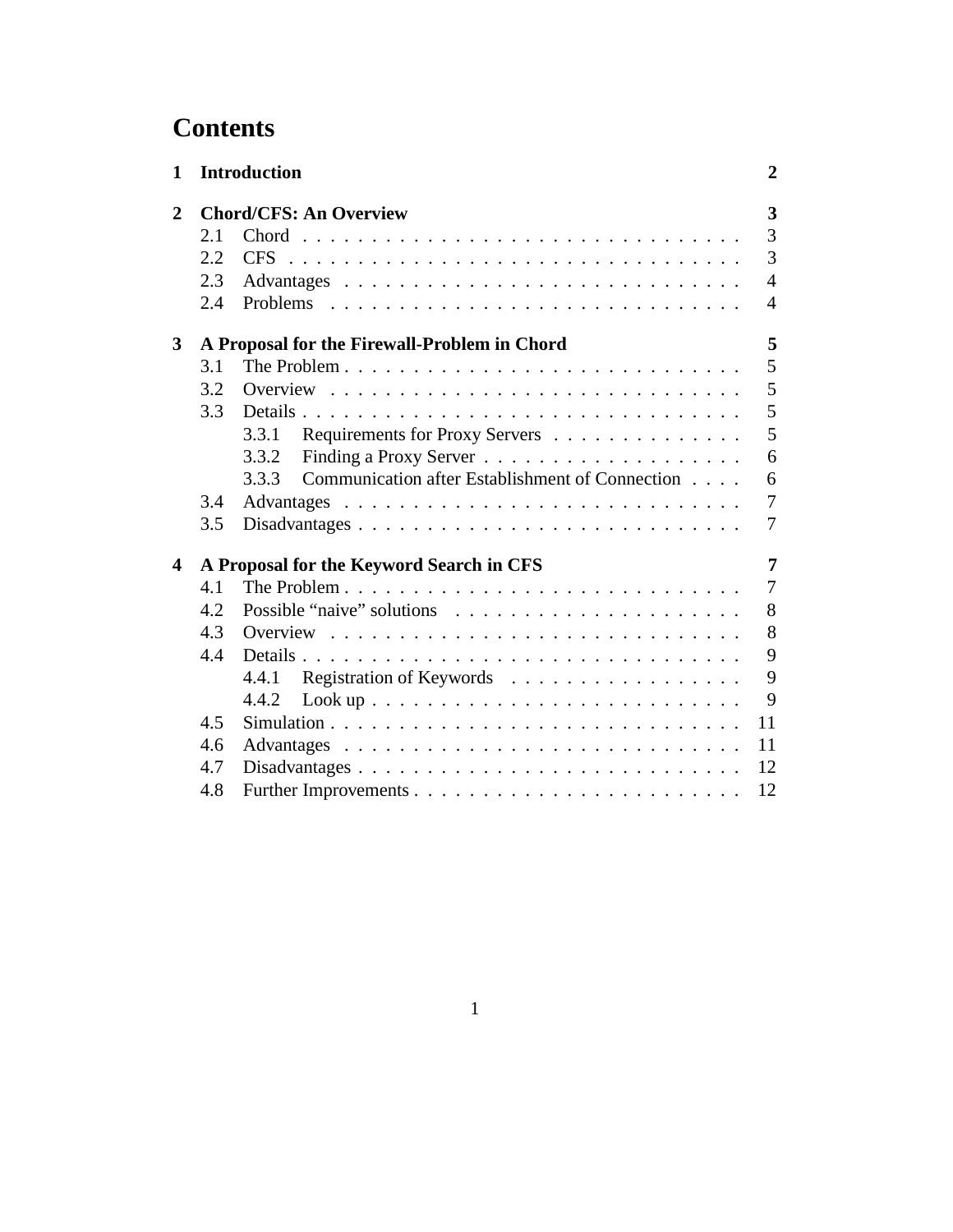# Contents

1 **Introduction** 2

2 **Chord/CFS: An Overview** 3
- 2.1 Chord 3
- 2.2 CFS 3
- 2.3 Advantages 4
- 2.4 Problems 4

3 **A Proposal for the Firewall-Problem in Chord** 5
- 3.1 The Problem 5
- 3.2 Overview 5
- 3.3 Details 5
  - 3.3.1 Requirements for Proxy Servers 5
  - 3.3.2 Finding a Proxy Server 6
  - 3.3.3 Communication after Establishment of Connection 6
- 3.4 Advantages 7
- 3.5 Disadvantages 7

4 **A Proposal for the Keyword Search in CFS** 7
- 4.1 The Problem 7
- 4.2 Possible "naive" solutions 8
- 4.3 Overview 8
- 4.4 Details 9
  - 4.4.1 Registration of Keywords 9
  - 4.4.2 Look up 9
- 4.5 Simulation 11
- 4.6 Advantages 11
- 4.7 Disadvantages 12
- 4.8 Further Improvements 12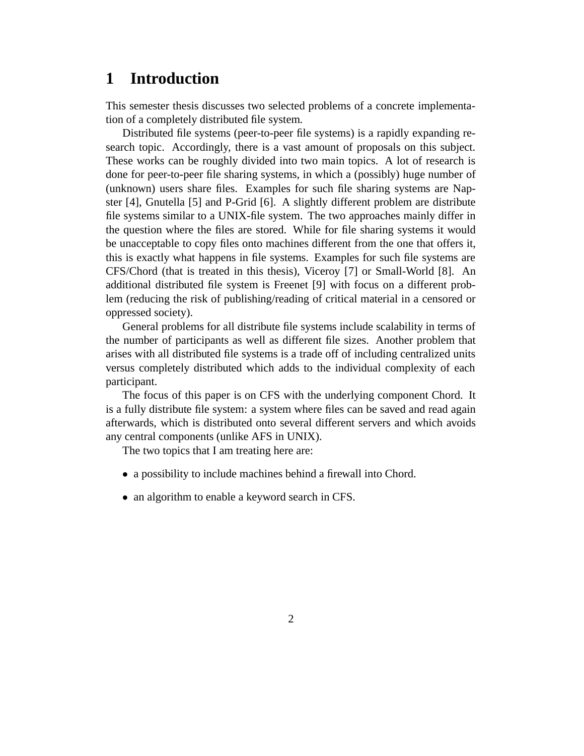# 1 Introduction

This semester thesis discusses two selected problems of a concrete implementation of a completely distributed file system.

Distributed file systems (peer-to-peer file systems) is a rapidly expanding research topic. Accordingly, there is a vast amount of proposals on this subject. These works can be roughly divided into two main topics. A lot of research is done for peer-to-peer file sharing systems, in which a (possibly) huge number of (unknown) users share files. Examples for such file sharing systems are Napster [4], Gnutella [5] and P-Grid [6]. A slightly different problem are distribute file systems similar to a UNIX-file system. The two approaches mainly differ in the question where the files are stored. While for file sharing systems it would be unacceptable to copy files onto machines different from the one that offers it, this is exactly what happens in file systems. Examples for such file systems are CFS/Chord (that is treated in this thesis), Viceroy [7] or Small-World [8]. An additional distributed file system is Freenet [9] with focus on a different problem (reducing the risk of publishing/reading of critical material in a censored or oppressed society).

General problems for all distribute file systems include scalability in terms of the number of participants as well as different file sizes. Another problem that arises with all distributed file systems is a trade off of including centralized units versus completely distributed which adds to the individual complexity of each participant.

The focus of this paper is on CFS with the underlying component Chord. It is a fully distribute file system: a system where files can be saved and read again afterwards, which is distributed onto several different servers and which avoids any central components (unlike AFS in UNIX).

The two topics that I am treating here are:

- a possibility to include machines behind a firewall into Chord.
- an algorithm to enable a keyword search in CFS.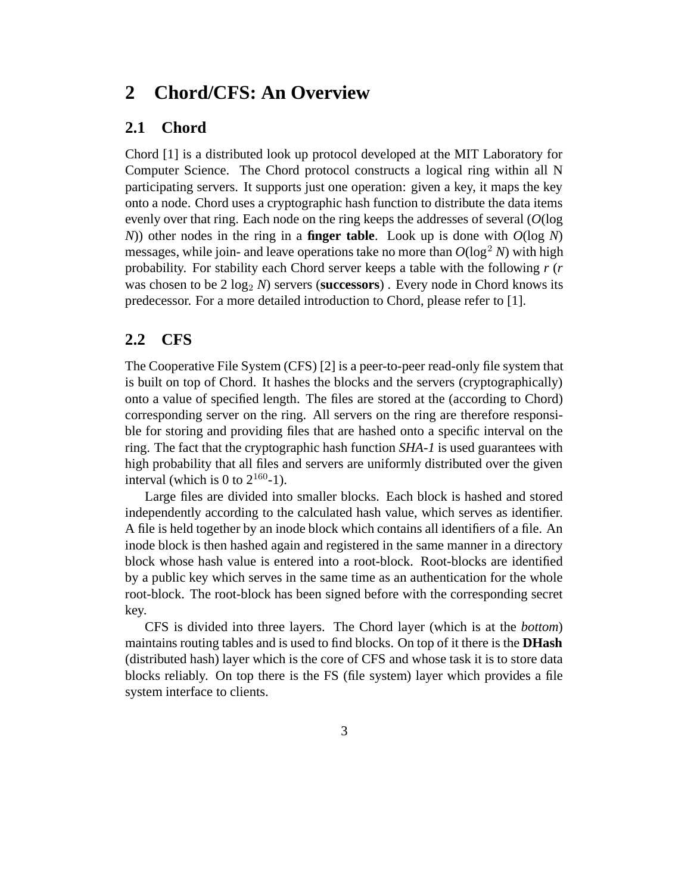# 2 Chord/CFS: An Overview

## 2.1 Chord

Chord [1] is a distributed look up protocol developed at the MIT Laboratory for Computer Science. The Chord protocol constructs a logical ring within all N participating servers. It supports just one operation: given a key, it maps the key onto a node. Chord uses a cryptographic hash function to distribute the data items evenly over that ring. Each node on the ring keeps the addresses of several ($O(\log N)$) other nodes in the ring in a **finger table**. Look up is done with $O(\log N)$ messages, while join- and leave operations take no more than $O(\log^2 N)$ with high probability. For stability each Chord server keeps a table with the following $r$ ($r$ was chosen to be $2 \log_2 N$) servers (**successors**) . Every node in Chord knows its predecessor. For a more detailed introduction to Chord, please refer to [1].

## 2.2 CFS

The Cooperative File System (CFS) [2] is a peer-to-peer read-only file system that is built on top of Chord. It hashes the blocks and the servers (cryptographically) onto a value of specified length. The files are stored at the (according to Chord) corresponding server on the ring. All servers on the ring are therefore responsible for storing and providing files that are hashed onto a specific interval on the ring. The fact that the cryptographic hash function *SHA-1* is used guarantees with high probability that all files and servers are uniformly distributed over the given interval (which is 0 to $2^{160}$-1).

Large files are divided into smaller blocks. Each block is hashed and stored independently according to the calculated hash value, which serves as identifier. A file is held together by an inode block which contains all identifiers of a file. An inode block is then hashed again and registered in the same manner in a directory block whose hash value is entered into a root-block. Root-blocks are identified by a public key which serves in the same time as an authentication for the whole root-block. The root-block has been signed before with the corresponding secret key.

CFS is divided into three layers. The Chord layer (which is at the *bottom*) maintains routing tables and is used to find blocks. On top of it there is the **DHash** (distributed hash) layer which is the core of CFS and whose task it is to store data blocks reliably. On top there is the FS (file system) layer which provides a file system interface to clients.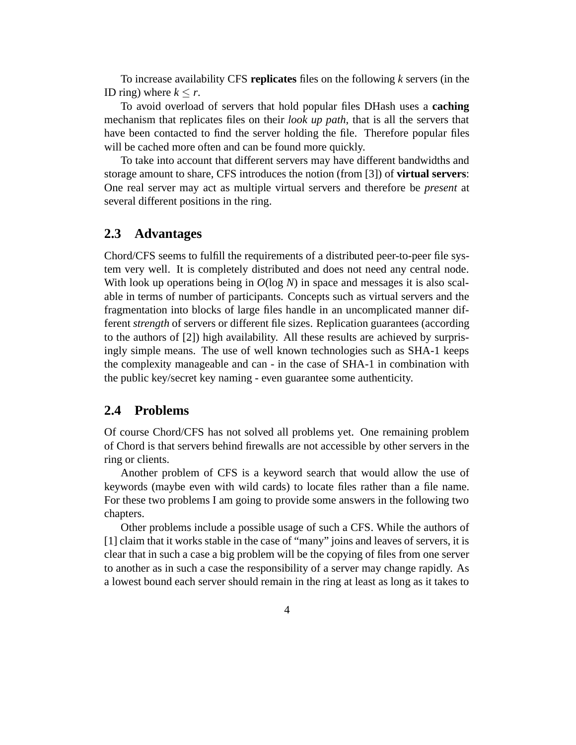To increase availability CFS **replicates** files on the following $k$ servers (in the ID ring) where $k \leq r$.

To avoid overload of servers that hold popular files DHash uses a **caching** mechanism that replicates files on their *look up path*, that is all the servers that have been contacted to find the server holding the file. Therefore popular files will be cached more often and can be found more quickly.

To take into account that different servers may have different bandwidths and storage amount to share, CFS introduces the notion (from [3]) of **virtual servers**: One real server may act as multiple virtual servers and therefore be *present* at several different positions in the ring.

## 2.3 Advantages

Chord/CFS seems to fulfill the requirements of a distributed peer-to-peer file system very well. It is completely distributed and does not need any central node. With look up operations being in $O(\log N)$ in space and messages it is also scalable in terms of number of participants. Concepts such as virtual servers and the fragmentation into blocks of large files handle in an uncomplicated manner different *strength* of servers or different file sizes. Replication guarantees (according to the authors of [2]) high availability. All these results are achieved by surprisingly simple means. The use of well known technologies such as SHA-1 keeps the complexity manageable and can - in the case of SHA-1 in combination with the public key/secret key naming - even guarantee some authenticity.

## 2.4 Problems

Of course Chord/CFS has not solved all problems yet. One remaining problem of Chord is that servers behind firewalls are not accessible by other servers in the ring or clients.

Another problem of CFS is a keyword search that would allow the use of keywords (maybe even with wild cards) to locate files rather than a file name. For these two problems I am going to provide some answers in the following two chapters.

Other problems include a possible usage of such a CFS. While the authors of [1] claim that it works stable in the case of "many" joins and leaves of servers, it is clear that in such a case a big problem will be the copying of files from one server to another as in such a case the responsibility of a server may change rapidly. As a lowest bound each server should remain in the ring at least as long as it takes to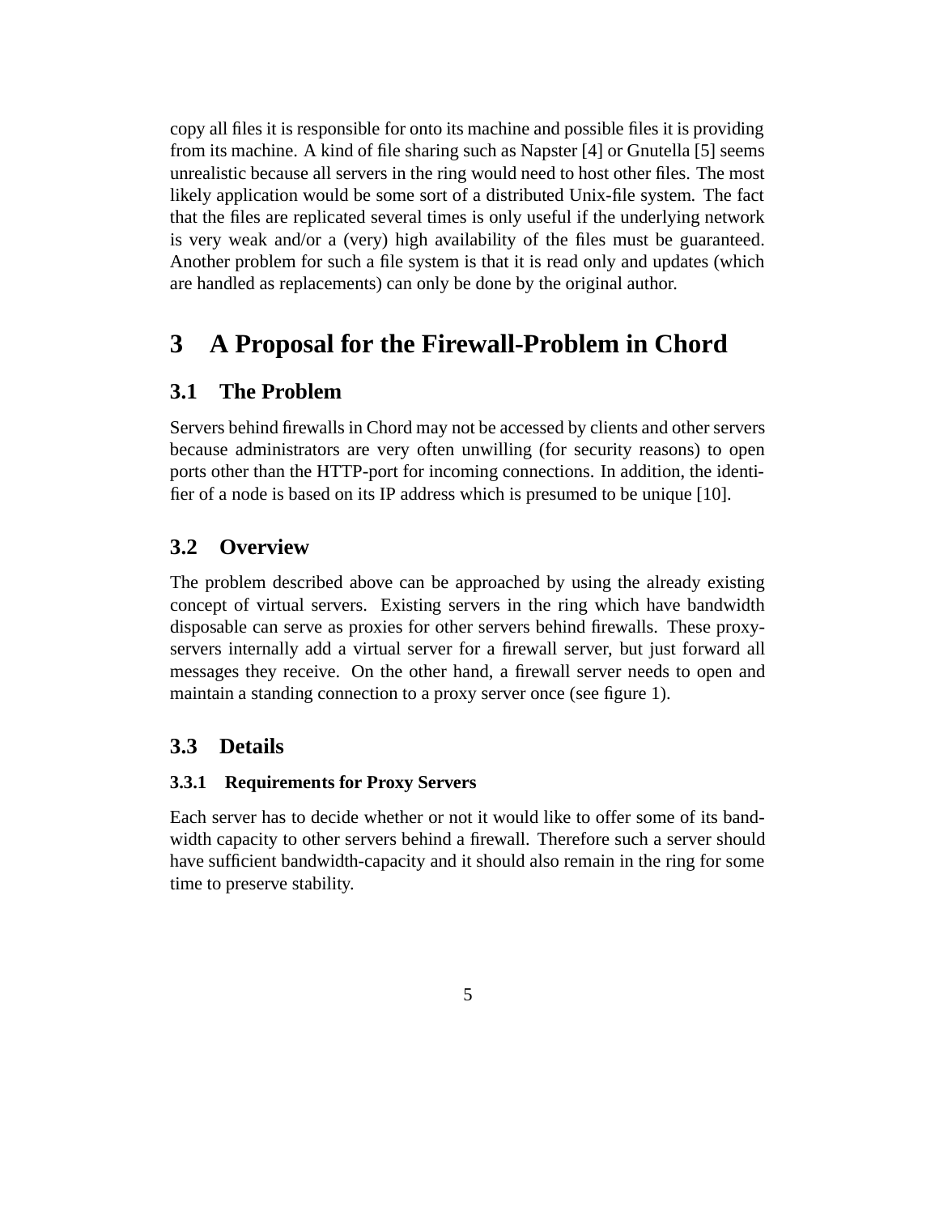copy all files it is responsible for onto its machine and possible files it is providing from its machine. A kind of file sharing such as Napster [4] or Gnutella [5] seems unrealistic because all servers in the ring would need to host other files. The most likely application would be some sort of a distributed Unix-file system. The fact that the files are replicated several times is only useful if the underlying network is very weak and/or a (very) high availability of the files must be guaranteed. Another problem for such a file system is that it is read only and updates (which are handled as replacements) can only be done by the original author.

# 3 A Proposal for the Firewall-Problem in Chord

## 3.1 The Problem

Servers behind firewalls in Chord may not be accessed by clients and other servers because administrators are very often unwilling (for security reasons) to open ports other than the HTTP-port for incoming connections. In addition, the identifier of a node is based on its IP address which is presumed to be unique [10].

## 3.2 Overview

The problem described above can be approached by using the already existing concept of virtual servers. Existing servers in the ring which have bandwidth disposable can serve as proxies for other servers behind firewalls. These proxy-servers internally add a virtual server for a firewall server, but just forward all messages they receive. On the other hand, a firewall server needs to open and maintain a standing connection to a proxy server once (see figure 1).

## 3.3 Details

### 3.3.1 Requirements for Proxy Servers

Each server has to decide whether or not it would like to offer some of its bandwidth capacity to other servers behind a firewall. Therefore such a server should have sufficient bandwidth-capacity and it should also remain in the ring for some time to preserve stability.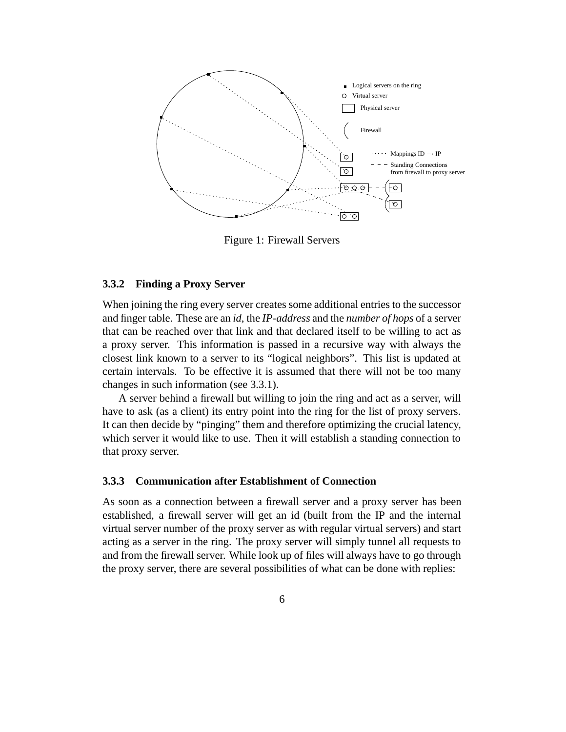Figure 1: Firewall Servers

### 3.3.2 Finding a Proxy Server

When joining the ring every server creates some additional entries to the successor and finger table. These are an *id*, the *IP-address* and the *number of hops* of a server that can be reached over that link and that declared itself to be willing to act as a proxy server. This information is passed in a recursive way with always the closest link known to a server to its "logical neighbors". This list is updated at certain intervals. To be effective it is assumed that there will not be too many changes in such information (see 3.3.1).

A server behind a firewall but willing to join the ring and act as a server, will have to ask (as a client) its entry point into the ring for the list of proxy servers. It can then decide by "pinging" them and therefore optimizing the crucial latency, which server it would like to use. Then it will establish a standing connection to that proxy server.

### 3.3.3 Communication after Establishment of Connection

As soon as a connection between a firewall server and a proxy server has been established, a firewall server will get an id (built from the IP and the internal virtual server number of the proxy server as with regular virtual servers) and start acting as a server in the ring. The proxy server will simply tunnel all requests to and from the firewall server. While look up of files will always have to go through the proxy server, there are several possibilities of what can be done with replies: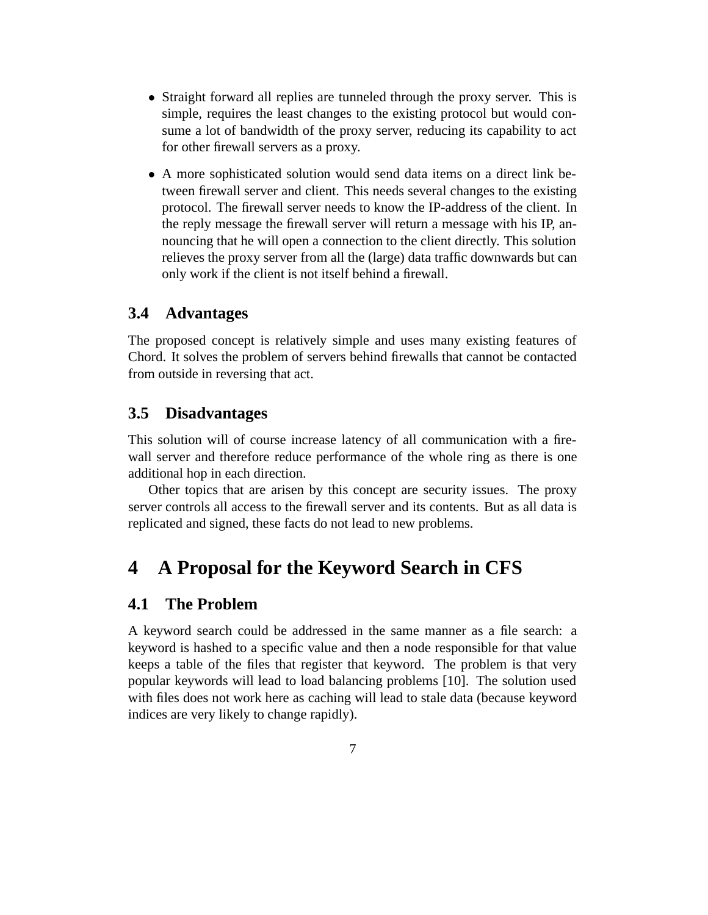- Straight forward all replies are tunneled through the proxy server. This is simple, requires the least changes to the existing protocol but would consume a lot of bandwidth of the proxy server, reducing its capability to act for other firewall servers as a proxy.
- A more sophisticated solution would send data items on a direct link between firewall server and client. This needs several changes to the existing protocol. The firewall server needs to know the IP-address of the client. In the reply message the firewall server will return a message with his IP, announcing that he will open a connection to the client directly. This solution relieves the proxy server from all the (large) data traffic downwards but can only work if the client is not itself behind a firewall.

### 3.4 Advantages

The proposed concept is relatively simple and uses many existing features of Chord. It solves the problem of servers behind firewalls that cannot be contacted from outside in reversing that act.

### 3.5 Disadvantages

This solution will of course increase latency of all communication with a firewall server and therefore reduce performance of the whole ring as there is one additional hop in each direction.

Other topics that are arisen by this concept are security issues. The proxy server controls all access to the firewall server and its contents. But as all data is replicated and signed, these facts do not lead to new problems.

## 4 A Proposal for the Keyword Search in CFS

### 4.1 The Problem

A keyword search could be addressed in the same manner as a file search: a keyword is hashed to a specific value and then a node responsible for that value keeps a table of the files that register that keyword. The problem is that very popular keywords will lead to load balancing problems [10]. The solution used with files does not work here as caching will lead to stale data (because keyword indices are very likely to change rapidly).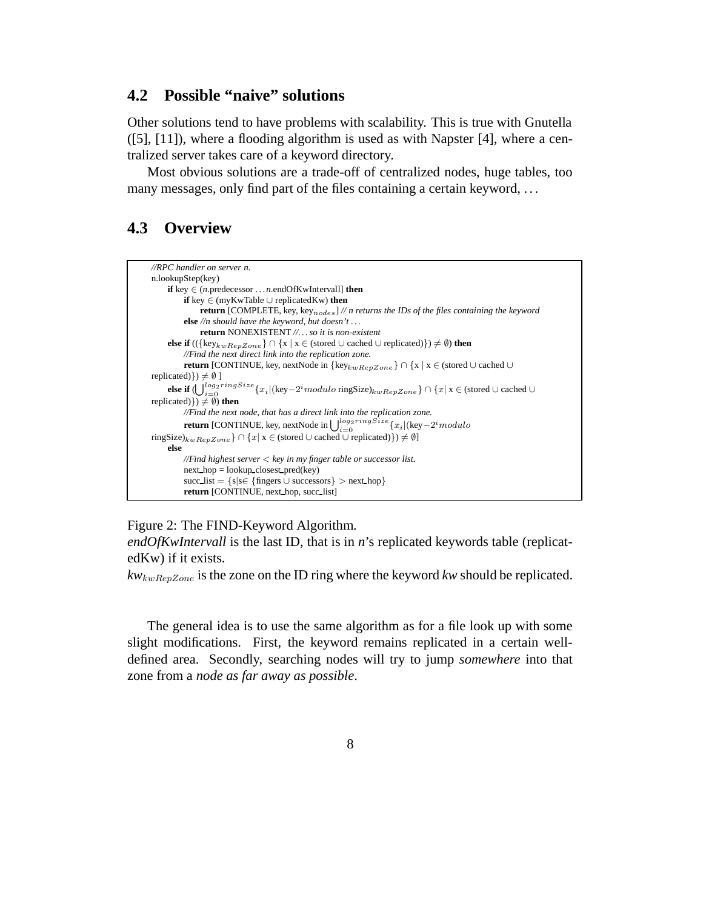## 4.2 Possible "naive" solutions

Other solutions tend to have problems with scalability. This is true with Gnutella ([5], [11]), where a flooding algorithm is used as with Napster [4], where a centralized server takes care of a keyword directory.

Most obvious solutions are a trade-off of centralized nodes, huge tables, too many messages, only find part of the files containing a certain keyword, ...

## 4.3 Overview

```
//RPC handler on server n.
n.lookupStep(key)
    if key ∈ (n.predecessor ... n.endOfKwIntervall] then
        if key ∈ (myKwTable ∪ replicatedKw) then
            return [COMPLETE, key, key_nodes] // n returns the IDs of the files containing the keyword
        else //n should have the keyword, but doesn't ...
            return NONEXISTENT //... so it is non-existent
    else if (({key_kwRepZone} ∩ {x | x ∈ (stored ∪ cached ∪ replicated)}) ≠ ∅) then
        //Find the next direct link into the replication zone.
        return [CONTINUE, key, nextNode in {key_kwRepZone} ∩ {x | x ∈ (stored ∪ cached ∪
replicated)}) ≠ ∅ ]
    else if (⋃_{i=0}^{log2 ringSize} {x_i|(key−2^i modulo ringSize)_kwRepZone} ∩ {x| x ∈ (stored ∪ cached ∪
replicated)}) ≠ ∅) then
        //Find the next node, that has a direct link into the replication zone.
        return [CONTINUE, key, nextNode in ⋃_{i=0}^{log2 ringSize} {x_i|(key−2^i modulo
ringSize)_kwRepZone} ∩ {x| x ∈ (stored ∪ cached ∪ replicated)}) ≠ ∅]
    else
        //Find highest server < key in my finger table or successor list.
        next_hop = lookup_closest_pred(key)
        succ_list = {s|s∈ {fingers ∪ successors} > next_hop}
        return [CONTINUE, next_hop, succ_list]
```

Figure 2: The FIND-Keyword Algorithm.
*endOfKwIntervall* is the last ID, that is in *n*'s replicated keywords table (replicatedKw) if it exists.
$kw_{kwRepZone}$ is the zone on the ID ring where the keyword *kw* should be replicated.

The general idea is to use the same algorithm as for a file look up with some slight modifications. First, the keyword remains replicated in a certain well-defined area. Secondly, searching nodes will try to jump *somewhere* into that zone from a *node as far away as possible*.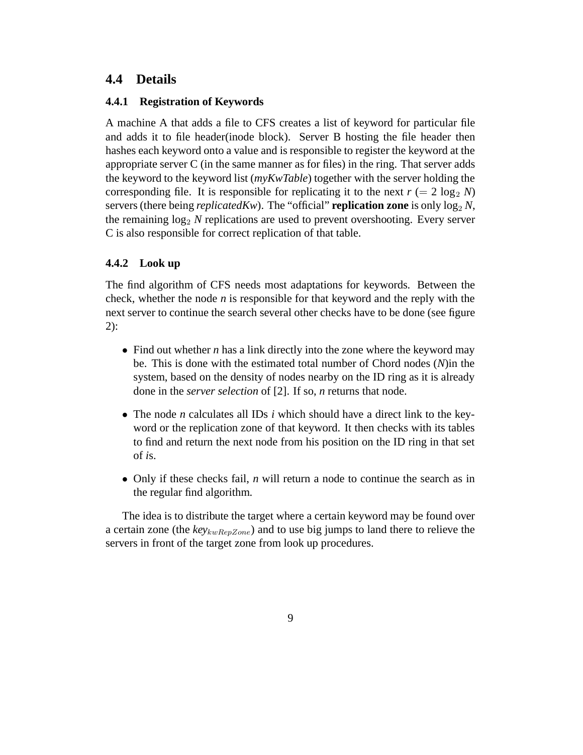## 4.4 Details

### 4.4.1 Registration of Keywords

A machine A that adds a file to CFS creates a list of keyword for particular file and adds it to file header(inode block). Server B hosting the file header then hashes each keyword onto a value and is responsible to register the keyword at the appropriate server C (in the same manner as for files) in the ring. That server adds the keyword to the keyword list (*myKwTable*) together with the server holding the corresponding file. It is responsible for replicating it to the next $r$ ($= 2 \log_2 N$) servers (there being *replicatedKw*). The "official" **replication zone** is only $\log_2 N$, the remaining $\log_2 N$ replications are used to prevent overshooting. Every server C is also responsible for correct replication of that table.

### 4.4.2 Look up

The find algorithm of CFS needs most adaptations for keywords. Between the check, whether the node $n$ is responsible for that keyword and the reply with the next server to continue the search several other checks have to be done (see figure 2):

- Find out whether $n$ has a link directly into the zone where the keyword may be. This is done with the estimated total number of Chord nodes ($N$)in the system, based on the density of nodes nearby on the ID ring as it is already done in the *server selection* of [2]. If so, $n$ returns that node.
- The node $n$ calculates all IDs $i$ which should have a direct link to the keyword or the replication zone of that keyword. It then checks with its tables to find and return the next node from his position on the ID ring in that set of $i$s.
- Only if these checks fail, $n$ will return a node to continue the search as in the regular find algorithm.

The idea is to distribute the target where a certain keyword may be found over a certain zone (the $key_{kwRepZone}$) and to use big jumps to land there to relieve the servers in front of the target zone from look up procedures.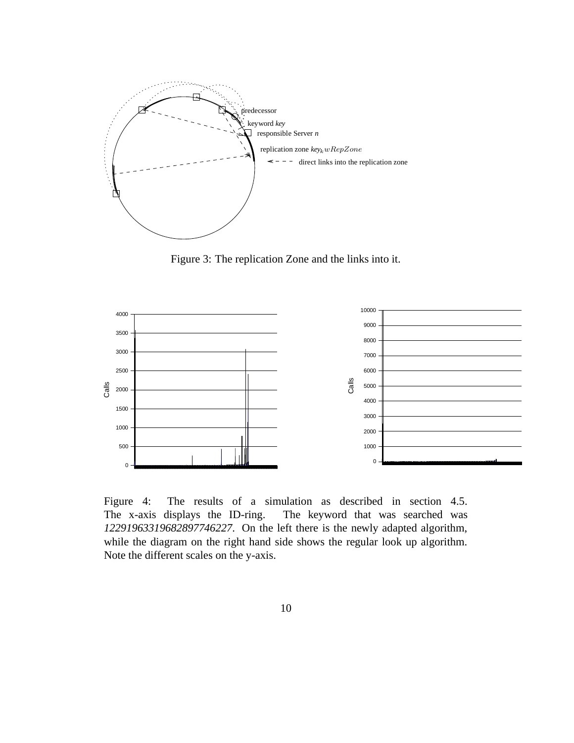Figure 3: The replication Zone and the links into it.

Figure 4: The results of a simulation as described in section 4.5. The x-axis displays the ID-ring. The keyword that was searched was *1229196331968289774622*7. On the left there is the newly adapted algorithm, while the diagram on the right hand side shows the regular look up algorithm. Note the different scales on the y-axis.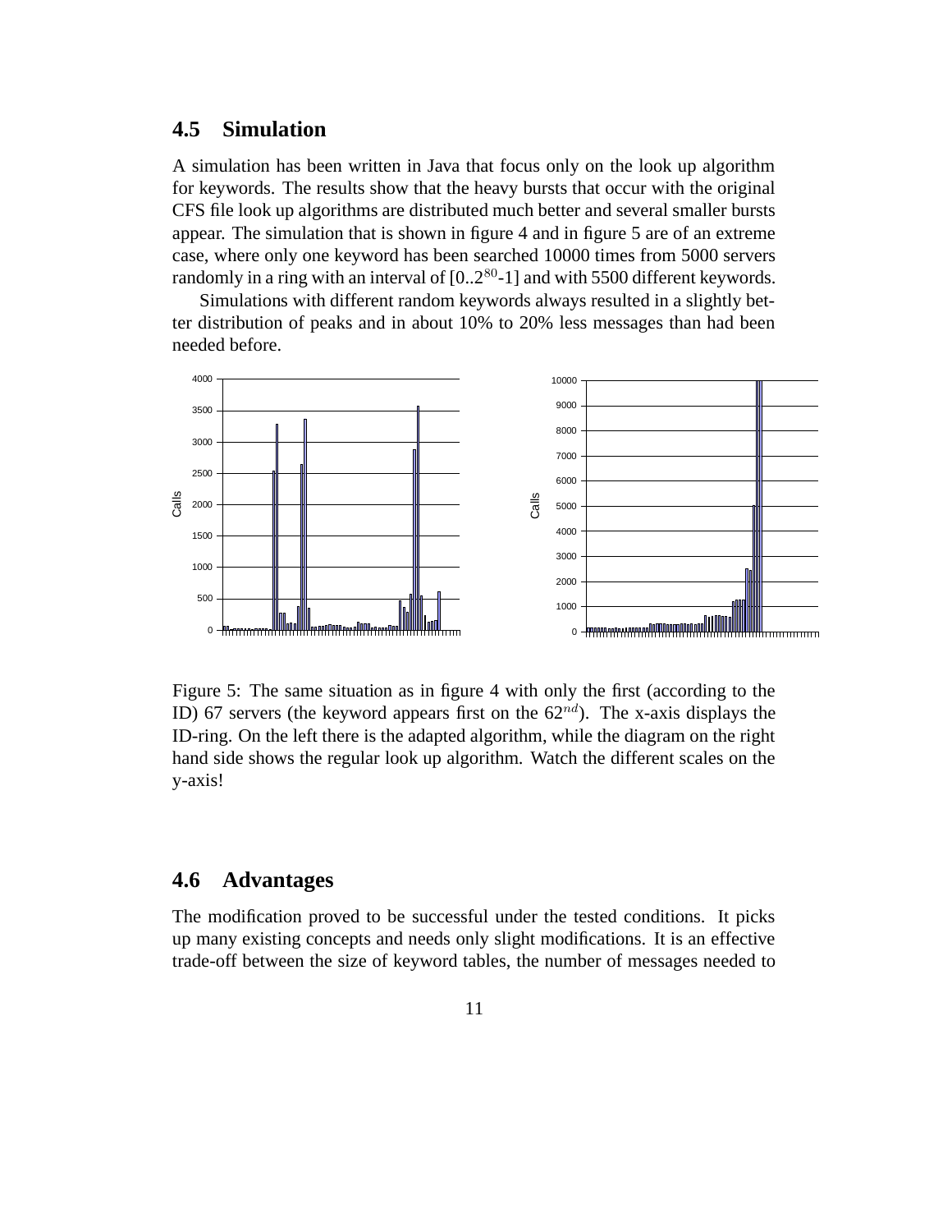## 4.5 Simulation

A simulation has been written in Java that focus only on the look up algorithm for keywords. The results show that the heavy bursts that occur with the original CFS file look up algorithms are distributed much better and several smaller bursts appear. The simulation that is shown in figure 4 and in figure 5 are of an extreme case, where only one keyword has been searched 10000 times from 5000 servers randomly in a ring with an interval of [0..$2^{80}$-1] and with 5500 different keywords.

Simulations with different random keywords always resulted in a slightly better distribution of peaks and in about 10% to 20% less messages than had been needed before.

Figure 5: The same situation as in figure 4 with only the first (according to the ID) 67 servers (the keyword appears first on the $62^{nd}$). The x-axis displays the ID-ring. On the left there is the adapted algorithm, while the diagram on the right hand side shows the regular look up algorithm. Watch the different scales on the y-axis!

## 4.6 Advantages

The modification proved to be successful under the tested conditions. It picks up many existing concepts and needs only slight modifications. It is an effective trade-off between the size of keyword tables, the number of messages needed to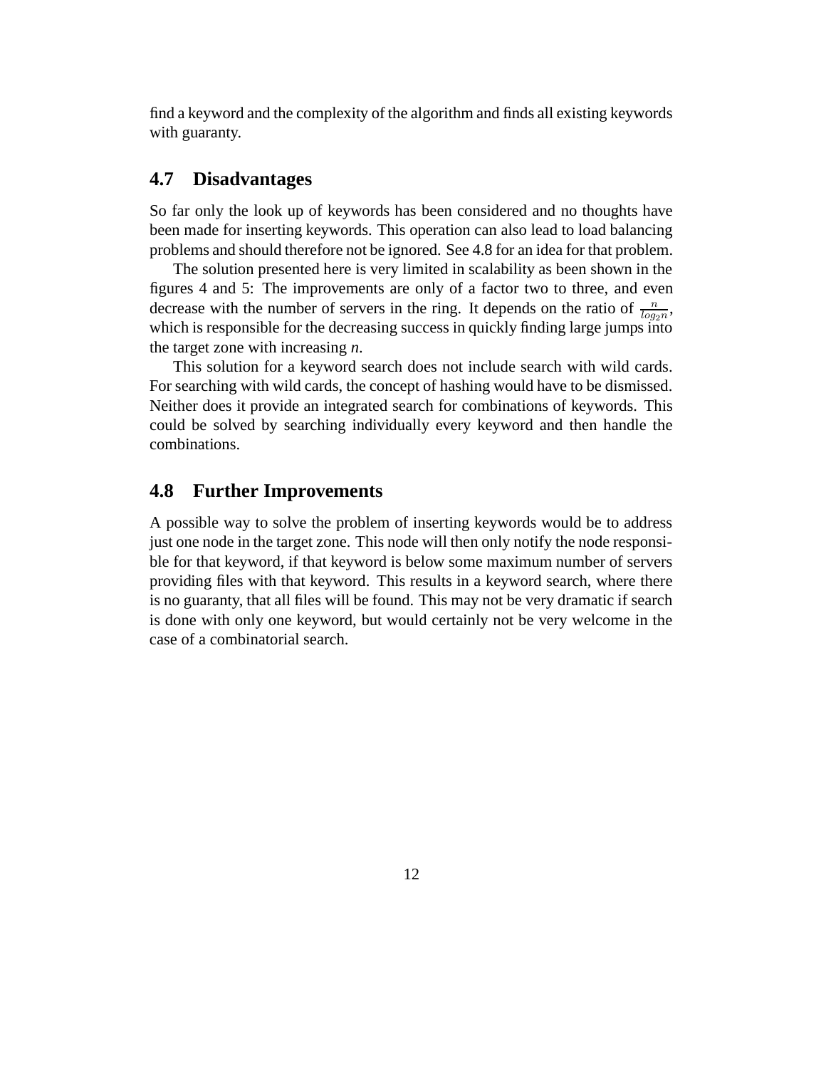find a keyword and the complexity of the algorithm and finds all existing keywords with guaranty.

## 4.7 Disadvantages

So far only the look up of keywords has been considered and no thoughts have been made for inserting keywords. This operation can also lead to load balancing problems and should therefore not be ignored. See 4.8 for an idea for that problem.

The solution presented here is very limited in scalability as been shown in the figures 4 and 5: The improvements are only of a factor two to three, and even decrease with the number of servers in the ring. It depends on the ratio of $\frac{n}{log_2 n}$, which is responsible for the decreasing success in quickly finding large jumps into the target zone with increasing $n$.

This solution for a keyword search does not include search with wild cards. For searching with wild cards, the concept of hashing would have to be dismissed. Neither does it provide an integrated search for combinations of keywords. This could be solved by searching individually every keyword and then handle the combinations.

## 4.8 Further Improvements

A possible way to solve the problem of inserting keywords would be to address just one node in the target zone. This node will then only notify the node responsible for that keyword, if that keyword is below some maximum number of servers providing files with that keyword. This results in a keyword search, where there is no guaranty, that all files will be found. This may not be very dramatic if search is done with only one keyword, but would certainly not be very welcome in the case of a combinatorial search.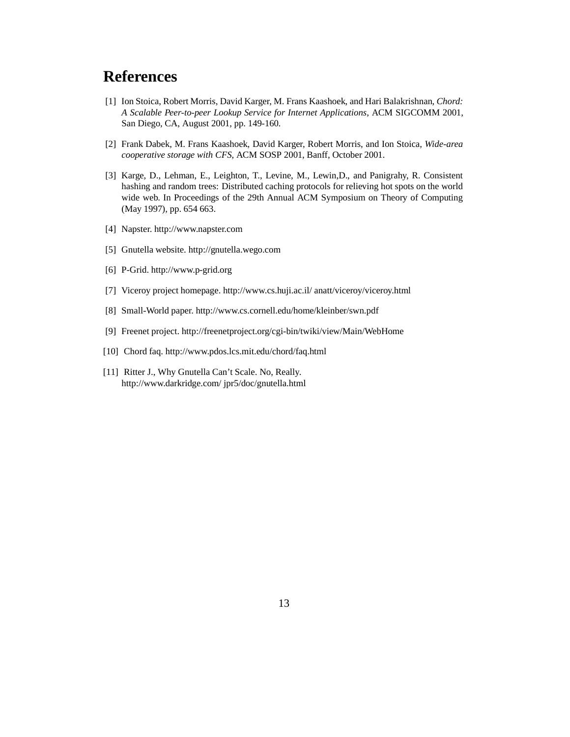# References

[1] Ion Stoica, Robert Morris, David Karger, M. Frans Kaashoek, and Hari Balakrishnan, *Chord: A Scalable Peer-to-peer Lookup Service for Internet Applications*, ACM SIGCOMM 2001, San Diego, CA, August 2001, pp. 149-160.

[2] Frank Dabek, M. Frans Kaashoek, David Karger, Robert Morris, and Ion Stoica, *Wide-area cooperative storage with CFS*, ACM SOSP 2001, Banff, October 2001.

[3] Karge, D., Lehman, E., Leighton, T., Levine, M., Lewin,D., and Panigrahy, R. Consistent hashing and random trees: Distributed caching protocols for relieving hot spots on the world wide web. In Proceedings of the 29th Annual ACM Symposium on Theory of Computing (May 1997), pp. 654 663.

[4] Napster. http://www.napster.com

[5] Gnutella website. http://gnutella.wego.com

[6] P-Grid. http://www.p-grid.org

[7] Viceroy project homepage. http://www.cs.huji.ac.il/ anatt/viceroy/viceroy.html

[8] Small-World paper. http://www.cs.cornell.edu/home/kleinber/swn.pdf

[9] Freenet project. http://freenetproject.org/cgi-bin/twiki/view/Main/WebHome

[10] Chord faq. http://www.pdos.lcs.mit.edu/chord/faq.html

[11] Ritter J., Why Gnutella Can't Scale. No, Really. http://www.darkridge.com/ jpr5/doc/gnutella.html